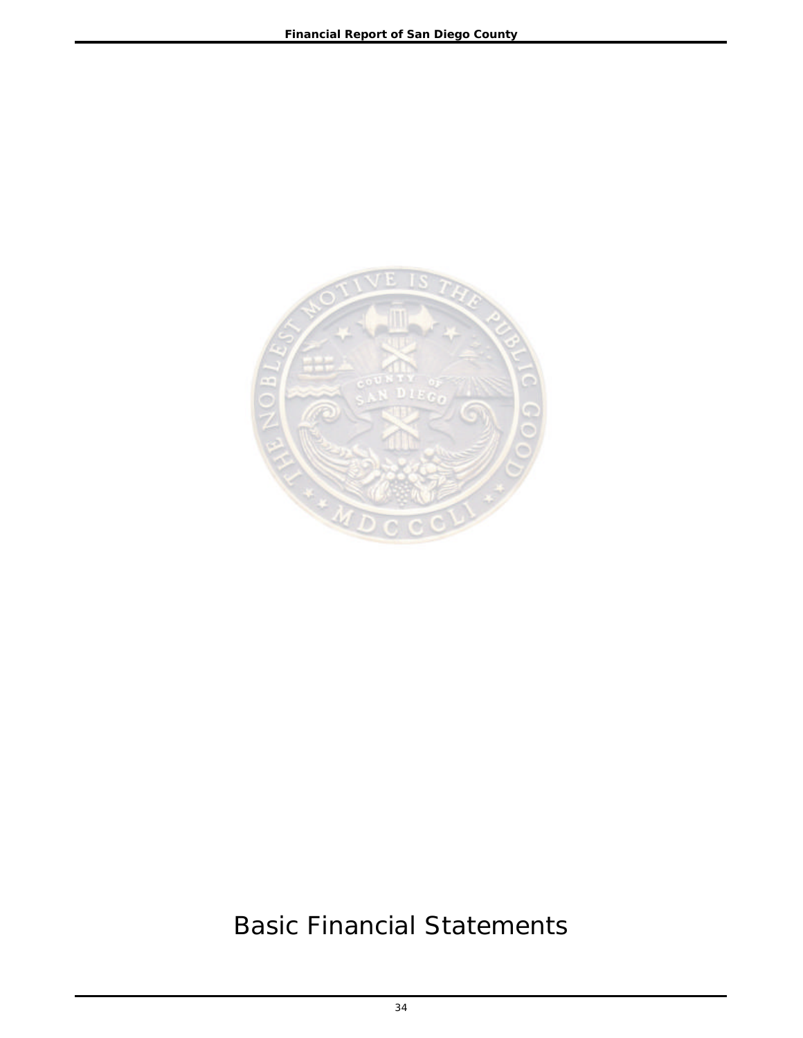# Basic Financial Statements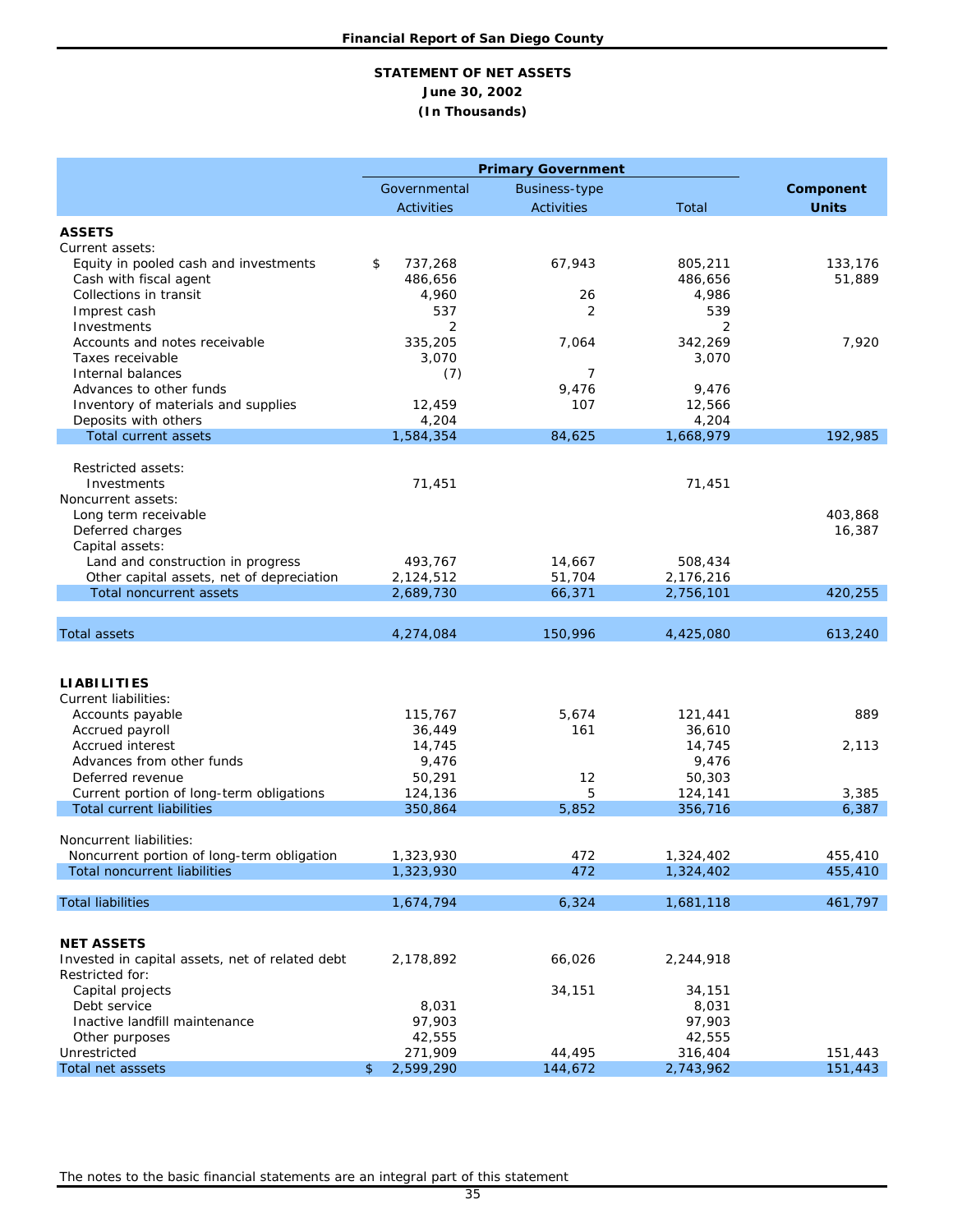## STATEMENT OF NET ASSETS

**June 30, 2002**

**(In Thousands)**

| | Primary Government | | | |
|---|---|---|---|---|
| | Governmental Activities | Business-type Activities | Total | **Component Units** |
| **ASSETS** | | | | |
| Current assets: | | | | |
| Equity in pooled cash and investments | $ 737,268 | 67,943 | 805,211 | 133,176 |
| Cash with fiscal agent | 486,656 | | 486,656 | 51,889 |
| Collections in transit | 4,960 | 26 | 4,986 | |
| Imprest cash | 537 | 2 | 539 | |
| Investments | 2 | | 2 | |
| Accounts and notes receivable | 335,205 | 7,064 | 342,269 | 7,920 |
| Taxes receivable | 3,070 | | 3,070 | |
| Internal balances | (7) | 7 | | |
| Advances to other funds | | 9,476 | 9,476 | |
| Inventory of materials and supplies | 12,459 | 107 | 12,566 | |
| Deposits with others | 4,204 | | 4,204 | |
| Total current assets | 1,584,354 | 84,625 | 1,668,979 | 192,985 |
| Restricted assets: | | | | |
| Investments | 71,451 | | 71,451 | |
| Noncurrent assets: | | | | |
| Long term receivable | | | | 403,868 |
| Deferred charges | | | | 16,387 |
| Capital assets: | | | | |
| Land and construction in progress | 493,767 | 14,667 | 508,434 | |
| Other capital assets, net of depreciation | 2,124,512 | 51,704 | 2,176,216 | |
| Total noncurrent assets | 2,689,730 | 66,371 | 2,756,101 | 420,255 |
| Total assets | 4,274,084 | 150,996 | 4,425,080 | 613,240 |
| **LIABILITIES** | | | | |
| Current liabilities: | | | | |
| Accounts payable | 115,767 | 5,674 | 121,441 | 889 |
| Accrued payroll | 36,449 | 161 | 36,610 | |
| Accrued interest | 14,745 | | 14,745 | 2,113 |
| Advances from other funds | 9,476 | | 9,476 | |
| Deferred revenue | 50,291 | 12 | 50,303 | |
| Current portion of long-term obligations | 124,136 | 5 | 124,141 | 3,385 |
| Total current liabilities | 350,864 | 5,852 | 356,716 | 6,387 |
| Noncurrent liabilities: | | | | |
| Noncurrent portion of long-term obligation | 1,323,930 | 472 | 1,324,402 | 455,410 |
| Total noncurrent liabilities | 1,323,930 | 472 | 1,324,402 | 455,410 |
| Total liabilities | 1,674,794 | 6,324 | 1,681,118 | 461,797 |
| **NET ASSETS** | | | | |
| Invested in capital assets, net of related debt | 2,178,892 | 66,026 | 2,244,918 | |
| Restricted for: | | | | |
| Capital projects | | 34,151 | 34,151 | |
| Debt service | 8,031 | | 8,031 | |
| Inactive landfill maintenance | 97,903 | | 97,903 | |
| Other purposes | 42,555 | | 42,555 | |
| Unrestricted | 271,909 | 44,495 | 316,404 | 151,443 |
| Total net asssets | $ 2,599,290 | 144,672 | 2,743,962 | 151,443 |

The notes to the basic financial statements are an integral part of this statement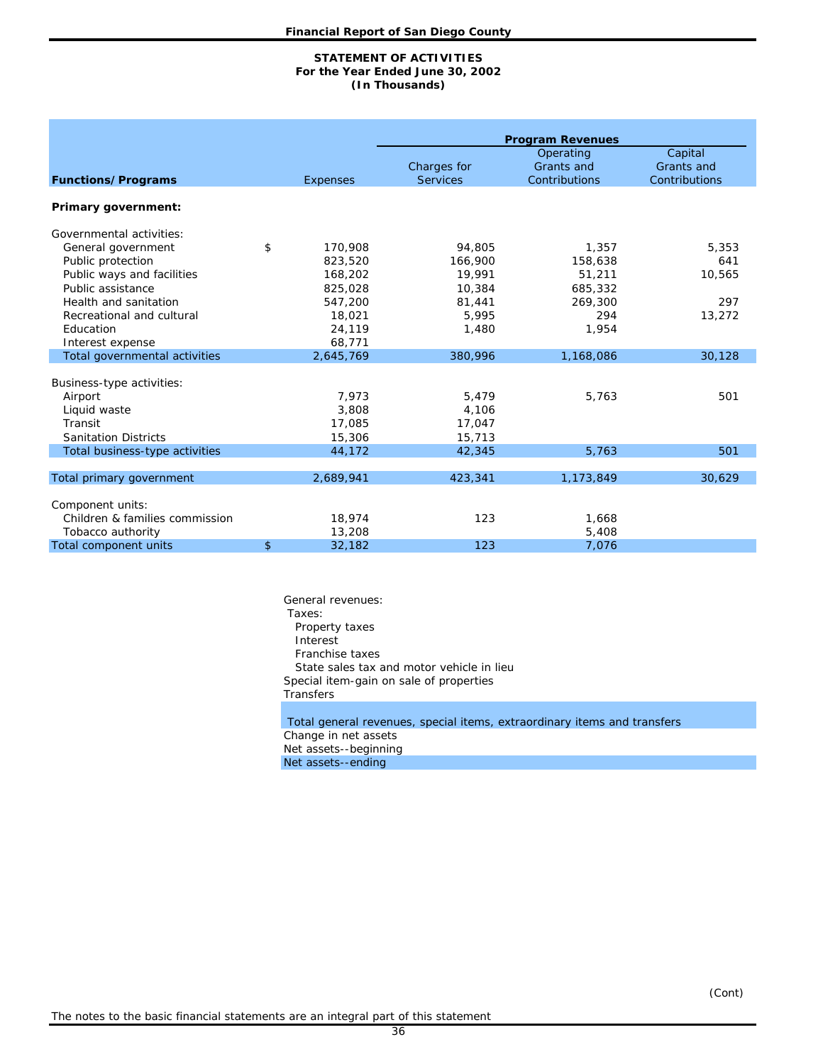## STATEMENT OF ACTIVITIES
### For the Year Ended June 30, 2002
### (In Thousands)

| Functions/Programs | Expenses | Program Revenues: Charges for Services | Program Revenues: Operating Grants and Contributions | Program Revenues: Capital Grants and Contributions |
|---|---|---|---|---|
| **Primary government:** | | | | |
| Governmental activities: | | | | |
| General government | $ 170,908 | 94,805 | 1,357 | 5,353 |
| Public protection | 823,520 | 166,900 | 158,638 | 641 |
| Public ways and facilities | 168,202 | 19,991 | 51,211 | 10,565 |
| Public assistance | 825,028 | 10,384 | 685,332 | |
| Health and sanitation | 547,200 | 81,441 | 269,300 | 297 |
| Recreational and cultural | 18,021 | 5,995 | 294 | 13,272 |
| Education | 24,119 | 1,480 | 1,954 | |
| Interest expense | 68,771 | | | |
| Total governmental activities | 2,645,769 | 380,996 | 1,168,086 | 30,128 |
| Business-type activities: | | | | |
| Airport | 7,973 | 5,479 | 5,763 | 501 |
| Liquid waste | 3,808 | 4,106 | | |
| Transit | 17,085 | 17,047 | | |
| Sanitation Districts | 15,306 | 15,713 | | |
| Total business-type activities | 44,172 | 42,345 | 5,763 | 501 |
| Total primary government | 2,689,941 | 423,341 | 1,173,849 | 30,629 |
| Component units: | | | | |
| Children & families commission | 18,974 | 123 | 1,668 | |
| Tobacco authority | 13,208 | | 5,408 | |
| Total component units | $ 32,182 | 123 | 7,076 | |

General revenues:
- Taxes:
  - Property taxes
  - Interest
  - Franchise taxes
  - State sales tax and motor vehicle in lieu
- Special item-gain on sale of properties
- Transfers

Total general revenues, special items, extraordinary items and transfers

Change in net assets

Net assets--beginning

Net assets--ending

(Cont)

The notes to the basic financial statements are an integral part of this statement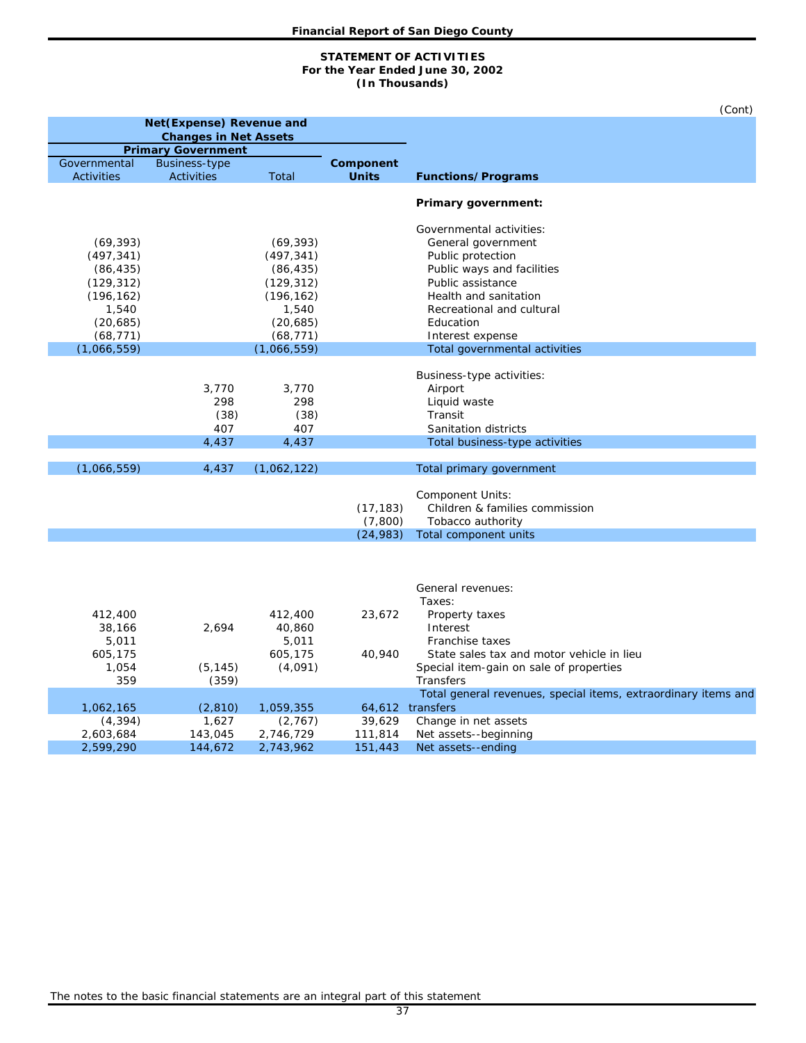## Financial Report of San Diego County

### STATEMENT OF ACTIVITIES
### For the Year Ended June 30, 2002
### (In Thousands)

(Cont)

| Net(Expense) Revenue and Changes in Net Assets | | | | |
|---|---|---|---|---|
| Primary Government | | | | |
| Governmental Activities | Business-type Activities | Total | Component Units | Functions/Programs |
| | | | | **Primary government:** |
| | | | | Governmental activities: |
| (69,393) | | (69,393) | | General government |
| (497,341) | | (497,341) | | Public protection |
| (86,435) | | (86,435) | | Public ways and facilities |
| (129,312) | | (129,312) | | Public assistance |
| (196,162) | | (196,162) | | Health and sanitation |
| 1,540 | | 1,540 | | Recreational and cultural |
| (20,685) | | (20,685) | | Education |
| (68,771) | | (68,771) | | Interest expense |
| (1,066,559) | | (1,066,559) | | Total governmental activities |
| | | | | Business-type activities: |
| | 3,770 | 3,770 | | Airport |
| | 298 | 298 | | Liquid waste |
| | (38) | (38) | | Transit |
| | 407 | 407 | | Sanitation districts |
| | 4,437 | 4,437 | | Total business-type activities |
| (1,066,559) | 4,437 | (1,062,122) | | Total primary government |
| | | | | Component Units: |
| | | | (17,183) | Children & families commission |
| | | | (7,800) | Tobacco authority |
| | | | (24,983) | Total component units |
| | | | | General revenues: |
| | | | | Taxes: |
| 412,400 | | 412,400 | 23,672 | Property taxes |
| 38,166 | 2,694 | 40,860 | | Interest |
| 5,011 | | 5,011 | | Franchise taxes |
| 605,175 | | 605,175 | 40,940 | State sales tax and motor vehicle in lieu |
| 1,054 | (5,145) | (4,091) | | Special item-gain on sale of properties |
| 359 | (359) | | | Transfers |
| 1,062,165 | (2,810) | 1,059,355 | 64,612 | Total general revenues, special items, extraordinary items and transfers |
| (4,394) | 1,627 | (2,767) | 39,629 | Change in net assets |
| 2,603,684 | 143,045 | 2,746,729 | 111,814 | Net assets--beginning |
| 2,599,290 | 144,672 | 2,743,962 | 151,443 | Net assets--ending |

The notes to the basic financial statements are an integral part of this statement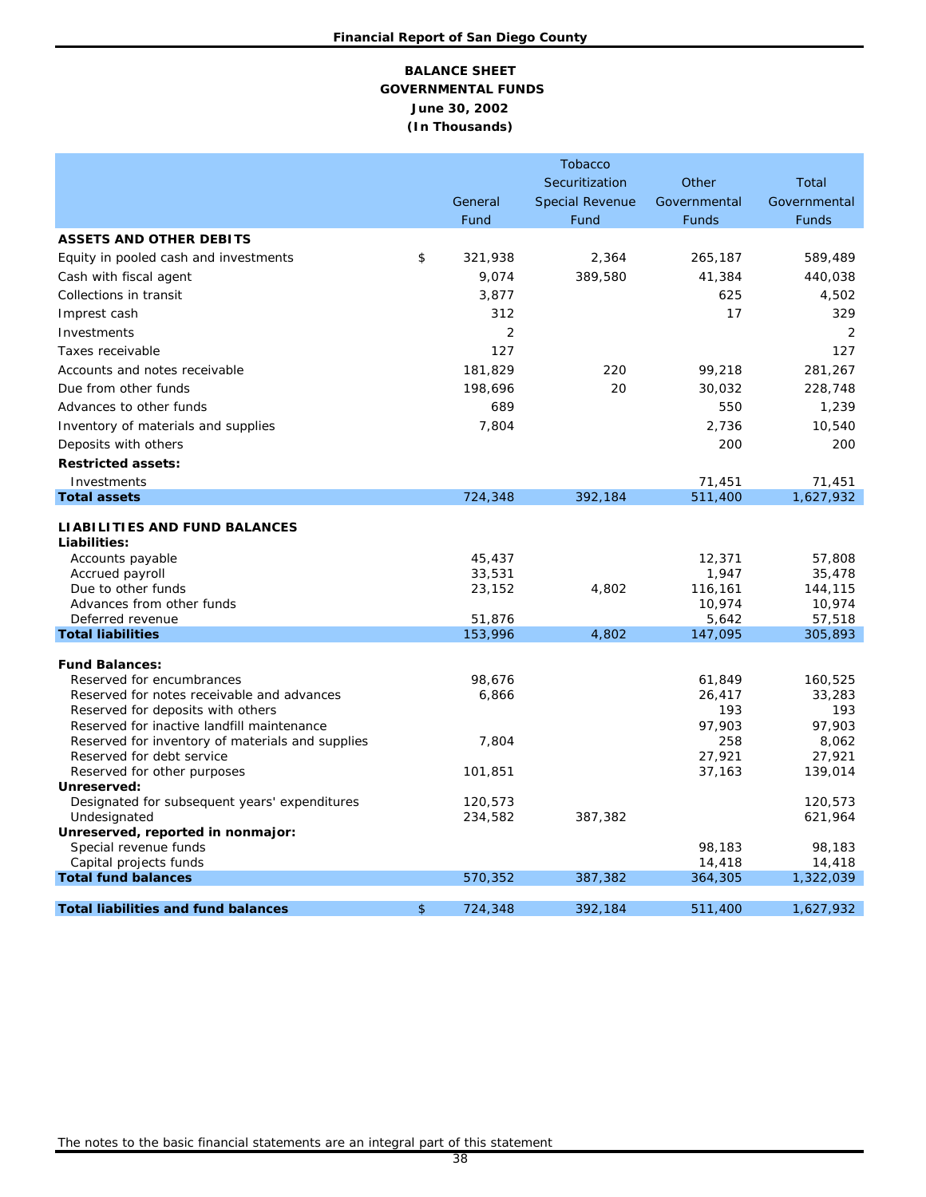**BALANCE SHEET**
**GOVERNMENTAL FUNDS**
**June 30, 2002**
**(In Thousands)**

| | General Fund | Tobacco Securitization Special Revenue Fund | Other Governmental Funds | Total Governmental Funds |
|---|---|---|---|---|
| **ASSETS AND OTHER DEBITS** | | | | |
| Equity in pooled cash and investments | $ 321,938 | 2,364 | 265,187 | 589,489 |
| Cash with fiscal agent | 9,074 | 389,580 | 41,384 | 440,038 |
| Collections in transit | 3,877 | | 625 | 4,502 |
| Imprest cash | 312 | | 17 | 329 |
| Investments | 2 | | | 2 |
| Taxes receivable | 127 | | | 127 |
| Accounts and notes receivable | 181,829 | 220 | 99,218 | 281,267 |
| Due from other funds | 198,696 | 20 | 30,032 | 228,748 |
| Advances to other funds | 689 | | 550 | 1,239 |
| Inventory of materials and supplies | 7,804 | | 2,736 | 10,540 |
| Deposits with others | | | 200 | 200 |
| **Restricted assets:** | | | | |
| Investments | | | 71,451 | 71,451 |
| **Total assets** | 724,348 | 392,184 | 511,400 | 1,627,932 |
| **LIABILITIES AND FUND BALANCES** | | | | |
| **Liabilities:** | | | | |
| Accounts payable | 45,437 | | 12,371 | 57,808 |
| Accrued payroll | 33,531 | | 1,947 | 35,478 |
| Due to other funds | 23,152 | 4,802 | 116,161 | 144,115 |
| Advances from other funds | | | 10,974 | 10,974 |
| Deferred revenue | 51,876 | | 5,642 | 57,518 |
| **Total liabilities** | 153,996 | 4,802 | 147,095 | 305,893 |
| **Fund Balances:** | | | | |
| Reserved for encumbrances | 98,676 | | 61,849 | 160,525 |
| Reserved for notes receivable and advances | 6,866 | | 26,417 | 33,283 |
| Reserved for deposits with others | | | 193 | 193 |
| Reserved for inactive landfill maintenance | | | 97,903 | 97,903 |
| Reserved for inventory of materials and supplies | 7,804 | | 258 | 8,062 |
| Reserved for debt service | | | 27,921 | 27,921 |
| Reserved for other purposes | 101,851 | | 37,163 | 139,014 |
| **Unreserved:** | | | | |
| Designated for subsequent years' expenditures | 120,573 | | | 120,573 |
| Undesignated | 234,582 | 387,382 | | 621,964 |
| **Unreserved, reported in nonmajor:** | | | | |
| Special revenue funds | | | 98,183 | 98,183 |
| Capital projects funds | | | 14,418 | 14,418 |
| **Total fund balances** | 570,352 | 387,382 | 364,305 | 1,322,039 |
| **Total liabilities and fund balances** | $ 724,348 | 392,184 | 511,400 | 1,627,932 |

The notes to the basic financial statements are an integral part of this statement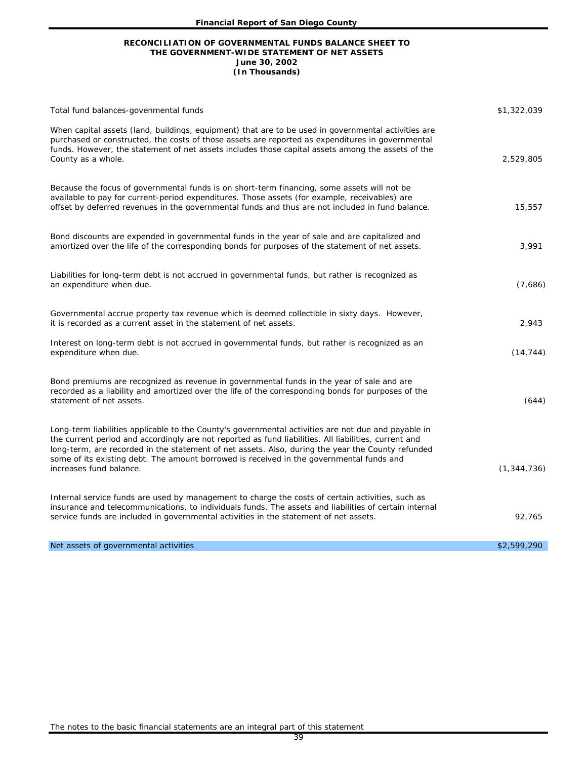## RECONCILIATION OF GOVERNMENTAL FUNDS BALANCE SHEET TO THE GOVERNMENT-WIDE STATEMENT OF NET ASSETS

**June 30, 2002**

**(In Thousands)**

| | |
|---|---|
| Total fund balances-govenmental funds | $1,322,039 |
| When capital assets (land, buildings, equipment) that are to be used in governmental activities are purchased or constructed, the costs of those assets are reported as expenditures in governmental funds. However, the statement of net assets includes those capital assets among the assets of the County as a whole. | 2,529,805 |
| Because the focus of governmental funds is on short-term financing, some assets will not be available to pay for current-period expenditures. Those assets (for example, receivables) are offset by deferred revenues in the governmental funds and thus are not included in fund balance. | 15,557 |
| Bond discounts are expended in governmental funds in the year of sale and are capitalized and amortized over the life of the corresponding bonds for purposes of the statement of net assets. | 3,991 |
| Liabilities for long-term debt is not accrued in governmental funds, but rather is recognized as an expenditure when due. | (7,686) |
| Governmental accrue property tax revenue which is deemed collectible in sixty days. However, it is recorded as a current asset in the statement of net assets. | 2,943 |
| Interest on long-term debt is not accrued in governmental funds, but rather is recognized as an expenditure when due. | (14,744) |
| Bond premiums are recognized as revenue in governmental funds in the year of sale and are recorded as a liability and amortized over the life of the corresponding bonds for purposes of the statement of net assets. | (644) |
| Long-term liabilities applicable to the County's governmental activities are not due and payable in the current period and accordingly are not reported as fund liabilities. All liabilities, current and long-term, are recorded in the statement of net assets. Also, during the year the County refunded some of its existing debt. The amount borrowed is received in the governmental funds and increases fund balance. | (1,344,736) |
| Internal service funds are used by management to charge the costs of certain activities, such as insurance and telecommunications, to individuals funds. The assets and liabilities of certain internal service funds are included in governmental activities in the statement of net assets. | 92,765 |
| Net assets of governmental activities | $2,599,290 |

The notes to the basic financial statements are an integral part of this statement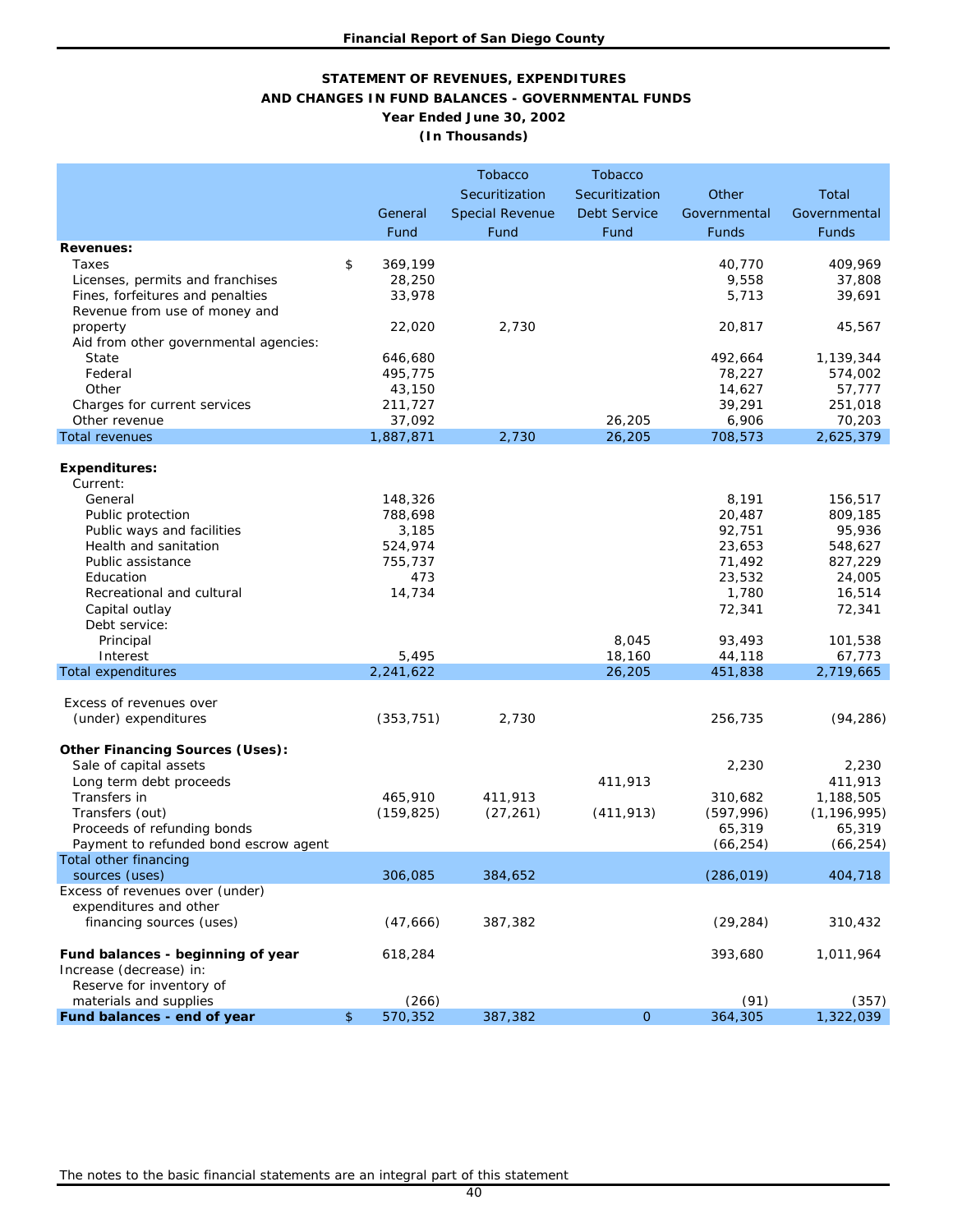**STATEMENT OF REVENUES, EXPENDITURES AND CHANGES IN FUND BALANCES - GOVERNMENTAL FUNDS**

**Year Ended June 30, 2002**

**(In Thousands)**

| | General Fund | Tobacco Securitization Special Revenue Fund | Tobacco Securitization Debt Service Fund | Other Governmental Funds | Total Governmental Funds |
|---|---|---|---|---|---|
| **Revenues:** | | | | | |
| Taxes | $ 369,199 | | | 40,770 | 409,969 |
| Licenses, permits and franchises | 28,250 | | | 9,558 | 37,808 |
| Fines, forfeitures and penalties | 33,978 | | | 5,713 | 39,691 |
| Revenue from use of money and property | 22,020 | 2,730 | | 20,817 | 45,567 |
| Aid from other governmental agencies: | | | | | |
| State | 646,680 | | | 492,664 | 1,139,344 |
| Federal | 495,775 | | | 78,227 | 574,002 |
| Other | 43,150 | | | 14,627 | 57,777 |
| Charges for current services | 211,727 | | | 39,291 | 251,018 |
| Other revenue | 37,092 | | 26,205 | 6,906 | 70,203 |
| Total revenues | 1,887,871 | 2,730 | 26,205 | 708,573 | 2,625,379 |
| **Expenditures:** | | | | | |
| Current: | | | | | |
| General | 148,326 | | | 8,191 | 156,517 |
| Public protection | 788,698 | | | 20,487 | 809,185 |
| Public ways and facilities | 3,185 | | | 92,751 | 95,936 |
| Health and sanitation | 524,974 | | | 23,653 | 548,627 |
| Public assistance | 755,737 | | | 71,492 | 827,229 |
| Education | 473 | | | 23,532 | 24,005 |
| Recreational and cultural | 14,734 | | | 1,780 | 16,514 |
| Capital outlay | | | | 72,341 | 72,341 |
| Debt service: | | | | | |
| Principal | | | 8,045 | 93,493 | 101,538 |
| Interest | 5,495 | | 18,160 | 44,118 | 67,773 |
| Total expenditures | 2,241,622 | | 26,205 | 451,838 | 2,719,665 |
| Excess of revenues over (under) expenditures | (353,751) | 2,730 | | 256,735 | (94,286) |
| **Other Financing Sources (Uses):** | | | | | |
| Sale of capital assets | | | | 2,230 | 2,230 |
| Long term debt proceeds | | | 411,913 | | 411,913 |
| Transfers in | 465,910 | 411,913 | | 310,682 | 1,188,505 |
| Transfers (out) | (159,825) | (27,261) | (411,913) | (597,996) | (1,196,995) |
| Proceeds of refunding bonds | | | | 65,319 | 65,319 |
| Payment to refunded bond escrow agent | | | | (66,254) | (66,254) |
| Total other financing sources (uses) | 306,085 | 384,652 | | (286,019) | 404,718 |
| Excess of revenues over (under) expenditures and other financing sources (uses) | (47,666) | 387,382 | | (29,284) | 310,432 |
| **Fund balances - beginning of year** | 618,284 | | | 393,680 | 1,011,964 |
| Increase (decrease) in: | | | | | |
| Reserve for inventory of materials and supplies | (266) | | | (91) | (357) |
| **Fund balances - end of year** | $ 570,352 | 387,382 | 0 | 364,305 | 1,322,039 |

The notes to the basic financial statements are an integral part of this statement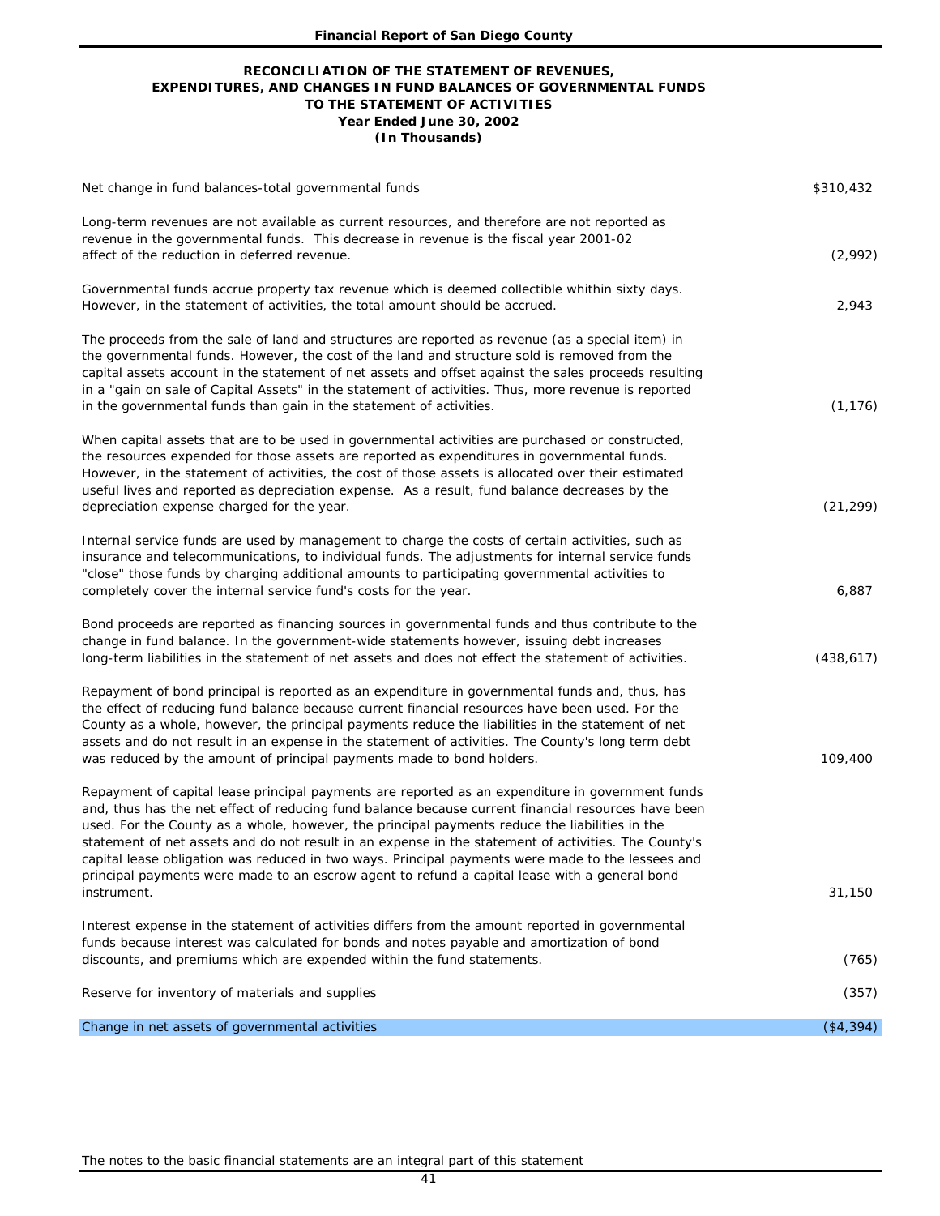## RECONCILIATION OF THE STATEMENT OF REVENUES, EXPENDITURES, AND CHANGES IN FUND BALANCES OF GOVERNMENTAL FUNDS TO THE STATEMENT OF ACTIVITIES

**Year Ended June 30, 2002**

**(In Thousands)**

| | |
|---|---|
| Net change in fund balances-total governmental funds | $310,432 |
| Long-term revenues are not available as current resources, and therefore are not reported as revenue in the governmental funds. This decrease in revenue is the fiscal year 2001-02 affect of the reduction in deferred revenue. | (2,992) |
| Governmental funds accrue property tax revenue which is deemed collectible whithin sixty days. However, in the statement of activities, the total amount should be accrued. | 2,943 |
| The proceeds from the sale of land and structures are reported as revenue (as a special item) in the governmental funds. However, the cost of the land and structure sold is removed from the capital assets account in the statement of net assets and offset against the sales proceeds resulting in a "gain on sale of Capital Assets" in the statement of activities. Thus, more revenue is reported in the governmental funds than gain in the statement of activities. | (1,176) |
| When capital assets that are to be used in governmental activities are purchased or constructed, the resources expended for those assets are reported as expenditures in governmental funds. However, in the statement of activities, the cost of those assets is allocated over their estimated useful lives and reported as depreciation expense. As a result, fund balance decreases by the depreciation expense charged for the year. | (21,299) |
| Internal service funds are used by management to charge the costs of certain activities, such as insurance and telecommunications, to individual funds. The adjustments for internal service funds "close" those funds by charging additional amounts to participating governmental activities to completely cover the internal service fund's costs for the year. | 6,887 |
| Bond proceeds are reported as financing sources in governmental funds and thus contribute to the change in fund balance. In the government-wide statements however, issuing debt increases long-term liabilities in the statement of net assets and does not effect the statement of activities. | (438,617) |
| Repayment of bond principal is reported as an expenditure in governmental funds and, thus, has the effect of reducing fund balance because current financial resources have been used. For the County as a whole, however, the principal payments reduce the liabilities in the statement of net assets and do not result in an expense in the statement of activities. The County's long term debt was reduced by the amount of principal payments made to bond holders. | 109,400 |
| Repayment of capital lease principal payments are reported as an expenditure in government funds and, thus has the net effect of reducing fund balance because current financial resources have been used. For the County as a whole, however, the principal payments reduce the liabilities in the statement of net assets and do not result in an expense in the statement of activities. The County's capital lease obligation was reduced in two ways. Principal payments were made to the lessees and principal payments were made to an escrow agent to refund a capital lease with a general bond instrument. | 31,150 |
| Interest expense in the statement of activities differs from the amount reported in governmental funds because interest was calculated for bonds and notes payable and amortization of bond discounts, and premiums which are expended within the fund statements. | (765) |
| Reserve for inventory of materials and supplies | (357) |
| Change in net assets of governmental activities | ($4,394) |

The notes to the basic financial statements are an integral part of this statement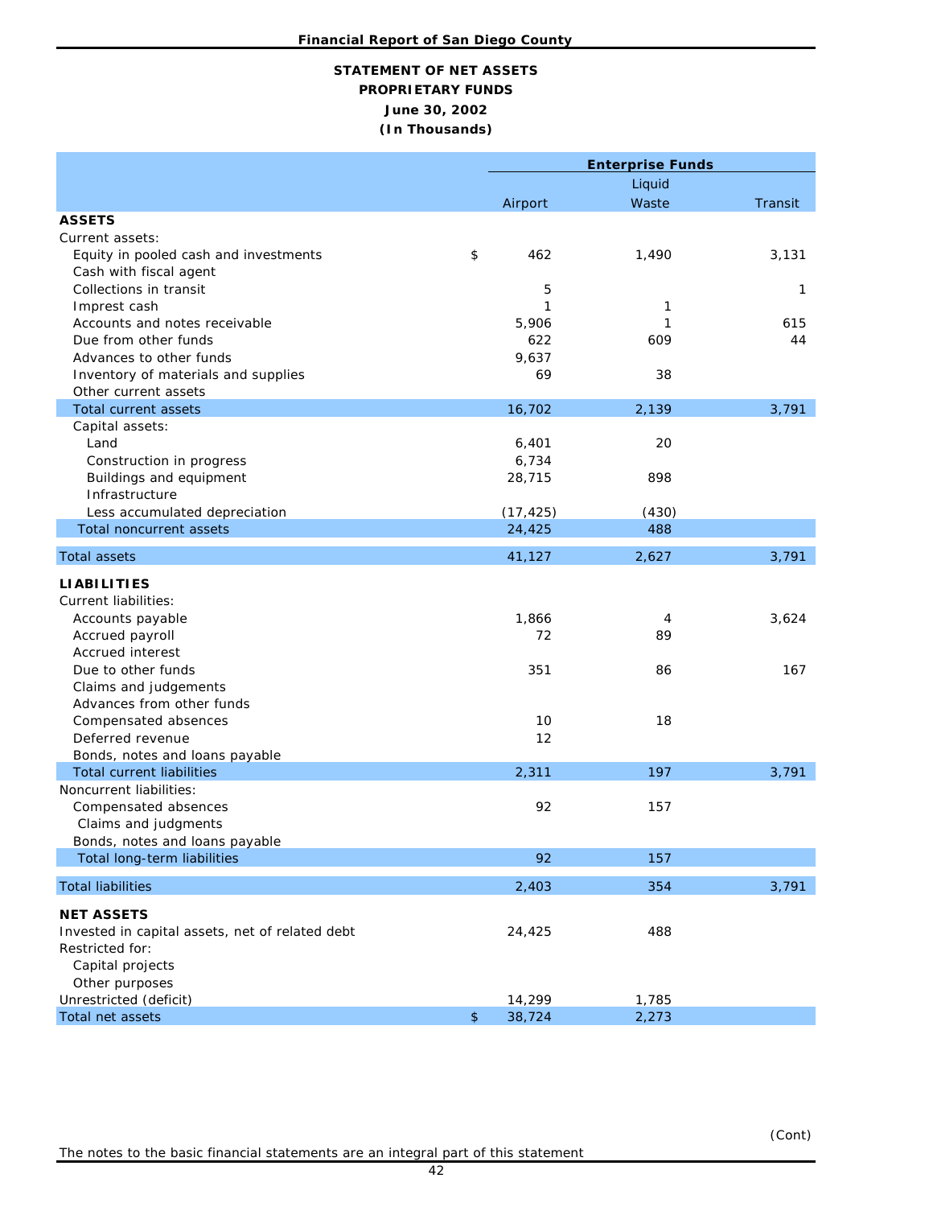# STATEMENT OF NET ASSETS
## PROPRIETARY FUNDS
### June 30, 2002
### (In Thousands)

| | Enterprise Funds | | |
|---|---|---|---|
| | Airport | Liquid Waste | Transit |
| **ASSETS** | | | |
| Current assets: | | | |
| Equity in pooled cash and investments | $ 462 | 1,490 | 3,131 |
| Cash with fiscal agent | | | |
| Collections in transit | 5 | | 1 |
| Imprest cash | 1 | 1 | |
| Accounts and notes receivable | 5,906 | 1 | 615 |
| Due from other funds | 622 | 609 | 44 |
| Advances to other funds | 9,637 | | |
| Inventory of materials and supplies | 69 | 38 | |
| Other current assets | | | |
| Total current assets | 16,702 | 2,139 | 3,791 |
| Capital assets: | | | |
| Land | 6,401 | 20 | |
| Construction in progress | 6,734 | | |
| Buildings and equipment | 28,715 | 898 | |
| Infrastructure | | | |
| Less accumulated depreciation | (17,425) | (430) | |
| Total noncurrent assets | 24,425 | 488 | |
| Total assets | 41,127 | 2,627 | 3,791 |
| **LIABILITIES** | | | |
| Current liabilities: | | | |
| Accounts payable | 1,866 | 4 | 3,624 |
| Accrued payroll | 72 | 89 | |
| Accrued interest | | | |
| Due to other funds | 351 | 86 | 167 |
| Claims and judgements | | | |
| Advances from other funds | | | |
| Compensated absences | 10 | 18 | |
| Deferred revenue | 12 | | |
| Bonds, notes and loans payable | | | |
| Total current liabilities | 2,311 | 197 | 3,791 |
| Noncurrent liabilities: | | | |
| Compensated absences | 92 | 157 | |
| Claims and judgments | | | |
| Bonds, notes and loans payable | | | |
| Total long-term liabilities | 92 | 157 | |
| Total liabilities | 2,403 | 354 | 3,791 |
| **NET ASSETS** | | | |
| Invested in capital assets, net of related debt | 24,425 | 488 | |
| Restricted for: | | | |
| Capital projects | | | |
| Other purposes | | | |
| Unrestricted (deficit) | 14,299 | 1,785 | |
| Total net assets | $ 38,724 | 2,273 | |

(Cont)

The notes to the basic financial statements are an integral part of this statement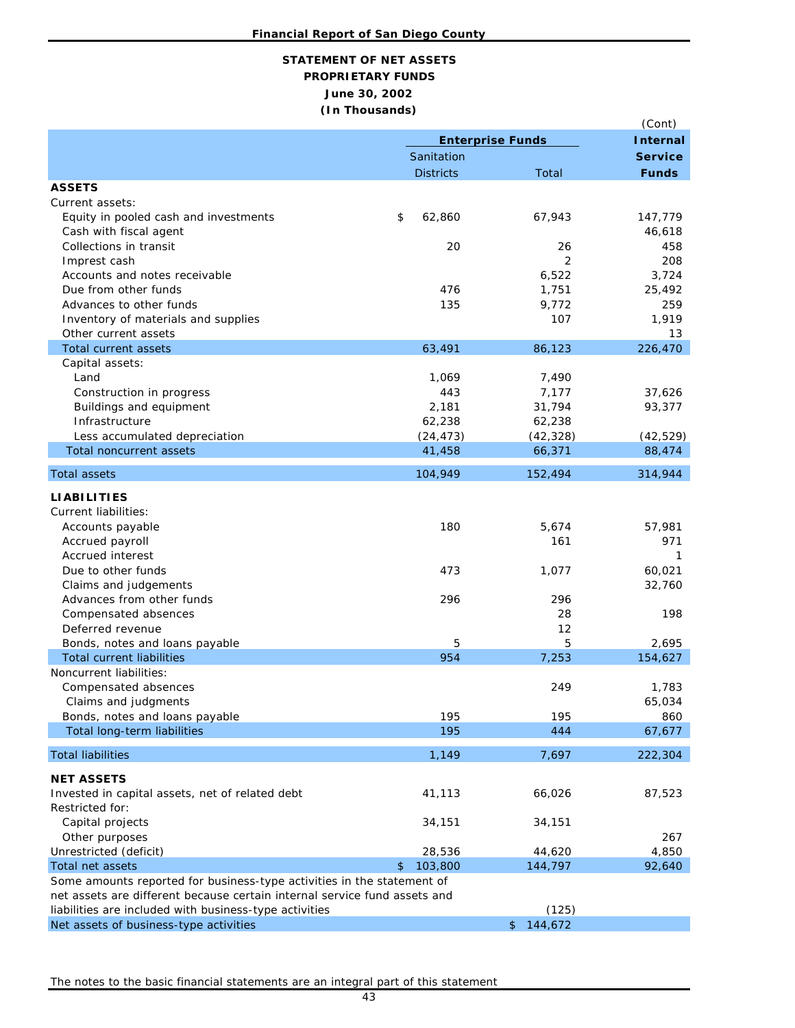**Financial Report of San Diego County**

# STATEMENT OF NET ASSETS
## PROPRIETARY FUNDS
### June 30, 2002
### (In Thousands)

(Cont)

| | Enterprise Funds | | Internal Service Funds |
|---|---|---|---|
| | Sanitation Districts | Total | |
| **ASSETS** | | | |
| Current assets: | | | |
| Equity in pooled cash and investments | $ 62,860 | 67,943 | 147,779 |
| Cash with fiscal agent | | | 46,618 |
| Collections in transit | 20 | 26 | 458 |
| Imprest cash | | 2 | 208 |
| Accounts and notes receivable | | 6,522 | 3,724 |
| Due from other funds | 476 | 1,751 | 25,492 |
| Advances to other funds | 135 | 9,772 | 259 |
| Inventory of materials and supplies | | 107 | 1,919 |
| Other current assets | | | 13 |
| Total current assets | 63,491 | 86,123 | 226,470 |
| Capital assets: | | | |
| Land | 1,069 | 7,490 | |
| Construction in progress | 443 | 7,177 | 37,626 |
| Buildings and equipment | 2,181 | 31,794 | 93,377 |
| Infrastructure | 62,238 | 62,238 | |
| Less accumulated depreciation | (24,473) | (42,328) | (42,529) |
| Total noncurrent assets | 41,458 | 66,371 | 88,474 |
| Total assets | 104,949 | 152,494 | 314,944 |
| **LIABILITIES** | | | |
| Current liabilities: | | | |
| Accounts payable | 180 | 5,674 | 57,981 |
| Accrued payroll | | 161 | 971 |
| Accrued interest | | | 1 |
| Due to other funds | 473 | 1,077 | 60,021 |
| Claims and judgements | | | 32,760 |
| Advances from other funds | 296 | 296 | |
| Compensated absences | | 28 | 198 |
| Deferred revenue | | 12 | |
| Bonds, notes and loans payable | 5 | 5 | 2,695 |
| Total current liabilities | 954 | 7,253 | 154,627 |
| Noncurrent liabilities: | | | |
| Compensated absences | | 249 | 1,783 |
| Claims and judgments | | | 65,034 |
| Bonds, notes and loans payable | 195 | 195 | 860 |
| Total long-term liabilities | 195 | 444 | 67,677 |
| Total liabilities | 1,149 | 7,697 | 222,304 |
| **NET ASSETS** | | | |
| Invested in capital assets, net of related debt | 41,113 | 66,026 | 87,523 |
| Restricted for: | | | |
| Capital projects | 34,151 | 34,151 | |
| Other purposes | | | 267 |
| Unrestricted (deficit) | 28,536 | 44,620 | 4,850 |
| Total net assets | $ 103,800 | 144,797 | 92,640 |
| Some amounts reported for business-type activities in the statement of net assets are different because certain internal service fund assets and liabilities are included with business-type activities | | (125) | |
| Net assets of business-type activities | | $ 144,672 | |

The notes to the basic financial statements are an integral part of this statement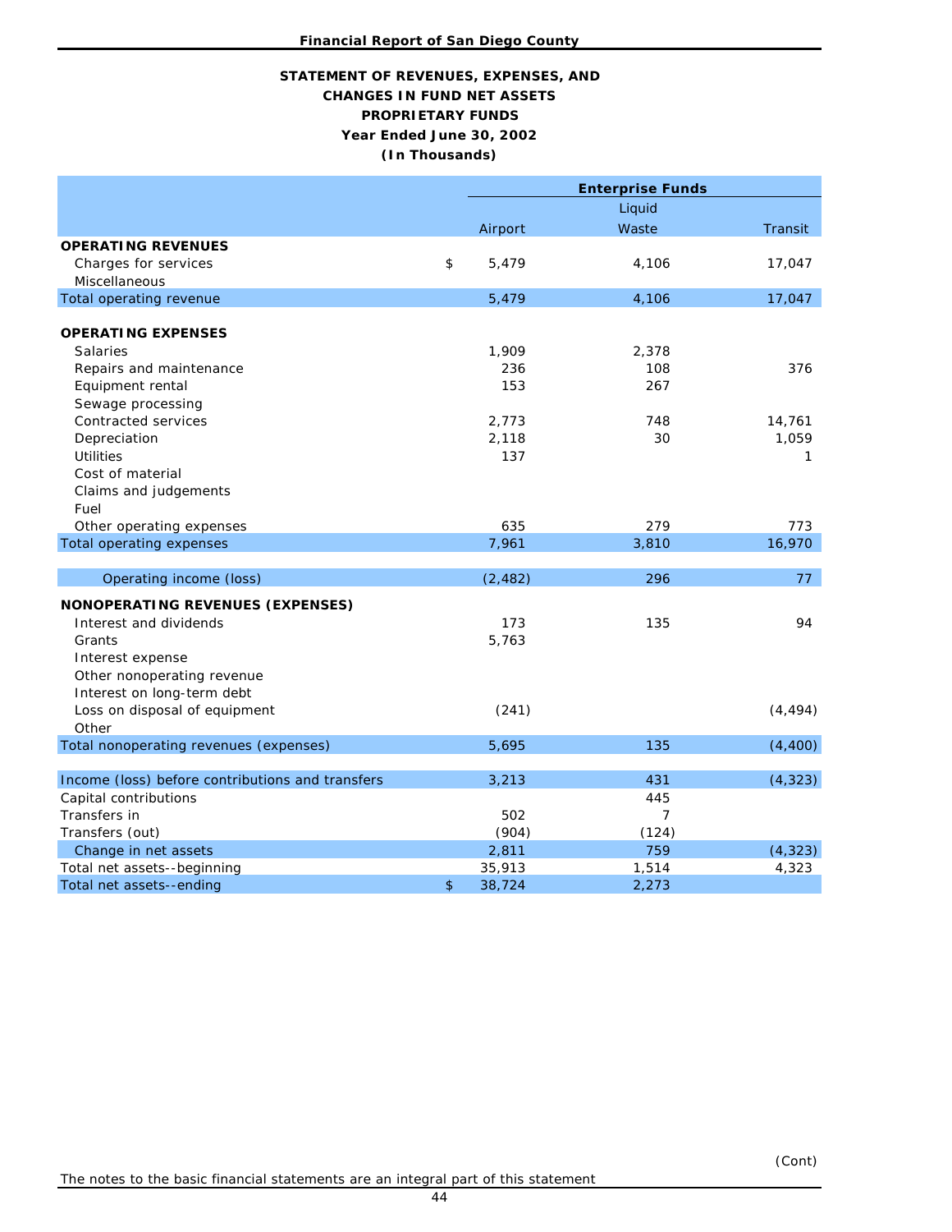# STATEMENT OF REVENUES, EXPENSES, AND CHANGES IN FUND NET ASSETS

## PROPRIETARY FUNDS

### Year Ended June 30, 2002

### (In Thousands)

| | Enterprise Funds | | |
|---|---|---|---|
| | Airport | Liquid Waste | Transit |
| **OPERATING REVENUES** | | | |
| Charges for services | $ 5,479 | 4,106 | 17,047 |
| Miscellaneous | | | |
| Total operating revenue | 5,479 | 4,106 | 17,047 |
| **OPERATING EXPENSES** | | | |
| Salaries | 1,909 | 2,378 | |
| Repairs and maintenance | 236 | 108 | 376 |
| Equipment rental | 153 | 267 | |
| Sewage processing | | | |
| Contracted services | 2,773 | 748 | 14,761 |
| Depreciation | 2,118 | 30 | 1,059 |
| Utilities | 137 | | 1 |
| Cost of material | | | |
| Claims and judgements | | | |
| Fuel | | | |
| Other operating expenses | 635 | 279 | 773 |
| Total operating expenses | 7,961 | 3,810 | 16,970 |
| Operating income (loss) | (2,482) | 296 | 77 |
| **NONOPERATING REVENUES (EXPENSES)** | | | |
| Interest and dividends | 173 | 135 | 94 |
| Grants | 5,763 | | |
| Interest expense | | | |
| Other nonoperating revenue | | | |
| Interest on long-term debt | | | |
| Loss on disposal of equipment | (241) | | (4,494) |
| Other | | | |
| Total nonoperating revenues (expenses) | 5,695 | 135 | (4,400) |
| Income (loss) before contributions and transfers | 3,213 | 431 | (4,323) |
| Capital contributions | | 445 | |
| Transfers in | 502 | 7 | |
| Transfers (out) | (904) | (124) | |
| Change in net assets | 2,811 | 759 | (4,323) |
| Total net assets--beginning | 35,913 | 1,514 | 4,323 |
| Total net assets--ending | $ 38,724 | 2,273 | |

(Cont)

The notes to the basic financial statements are an integral part of this statement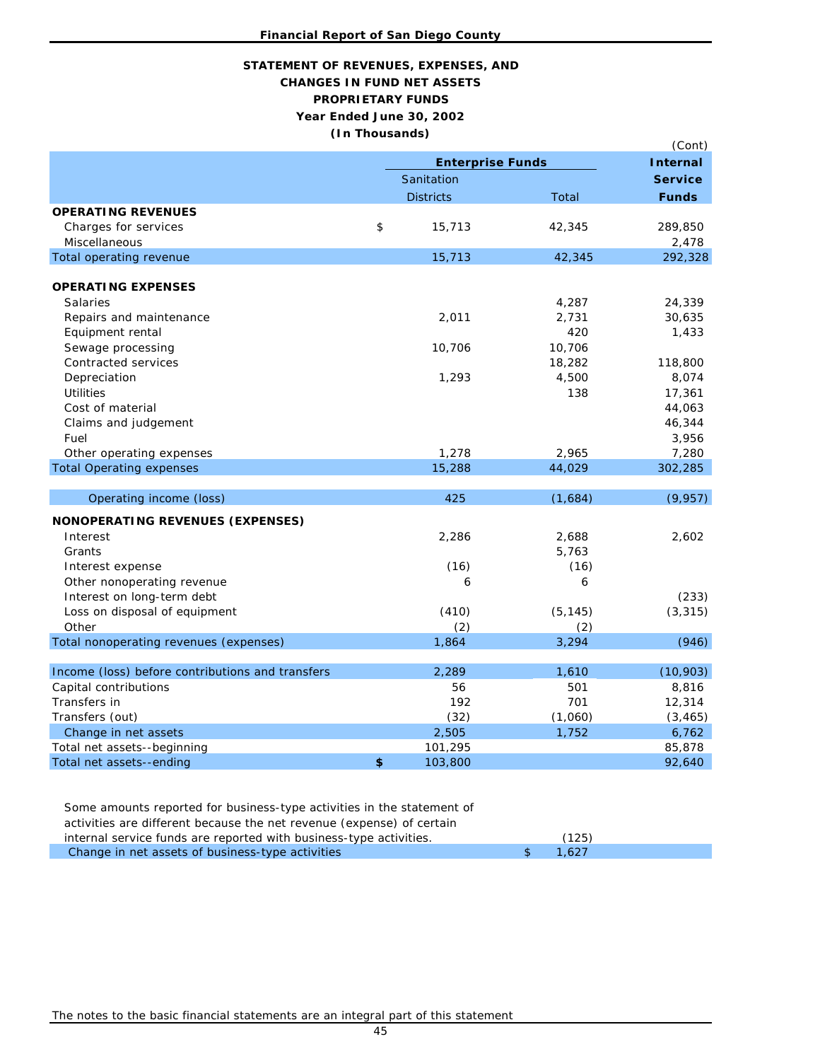## STATEMENT OF REVENUES, EXPENSES, AND CHANGES IN FUND NET ASSETS

### PROPRIETARY FUNDS

### Year Ended June 30, 2002

### (In Thousands)

(Cont)

| | Enterprise Funds | | Internal Service Funds |
|---|---|---|---|
| | Sanitation Districts | Total | |
| **OPERATING REVENUES** | | | |
| Charges for services | $ 15,713 | 42,345 | 289,850 |
| Miscellaneous | | | 2,478 |
| Total operating revenue | 15,713 | 42,345 | 292,328 |
| **OPERATING EXPENSES** | | | |
| Salaries | | 4,287 | 24,339 |
| Repairs and maintenance | 2,011 | 2,731 | 30,635 |
| Equipment rental | | 420 | 1,433 |
| Sewage processing | 10,706 | 10,706 | |
| Contracted services | | 18,282 | 118,800 |
| Depreciation | 1,293 | 4,500 | 8,074 |
| Utilities | | 138 | 17,361 |
| Cost of material | | | 44,063 |
| Claims and judgement | | | 46,344 |
| Fuel | | | 3,956 |
| Other operating expenses | 1,278 | 2,965 | 7,280 |
| Total Operating expenses | 15,288 | 44,029 | 302,285 |
| Operating income (loss) | 425 | (1,684) | (9,957) |
| **NONOPERATING REVENUES (EXPENSES)** | | | |
| Interest | 2,286 | 2,688 | 2,602 |
| Grants | | 5,763 | |
| Interest expense | (16) | (16) | |
| Other nonoperating revenue | 6 | 6 | |
| Interest on long-term debt | | | (233) |
| Loss on disposal of equipment | (410) | (5,145) | (3,315) |
| Other | (2) | (2) | |
| Total nonoperating revenues (expenses) | 1,864 | 3,294 | (946) |
| Income (loss) before contributions and transfers | 2,289 | 1,610 | (10,903) |
| Capital contributions | 56 | 501 | 8,816 |
| Transfers in | 192 | 701 | 12,314 |
| Transfers (out) | (32) | (1,060) | (3,465) |
| Change in net assets | 2,505 | 1,752 | 6,762 |
| Total net assets--beginning | 101,295 | | 85,878 |
| Total net assets--ending | $ 103,800 | | 92,640 |

| | | |
|---|---|---|
| Some amounts reported for business-type activities in the statement of activities are different because the net revenue (expense) of certain internal service funds are reported with business-type activities. | | (125) |
| Change in net assets of business-type activities | | $ 1,627 |

The notes to the basic financial statements are an integral part of this statement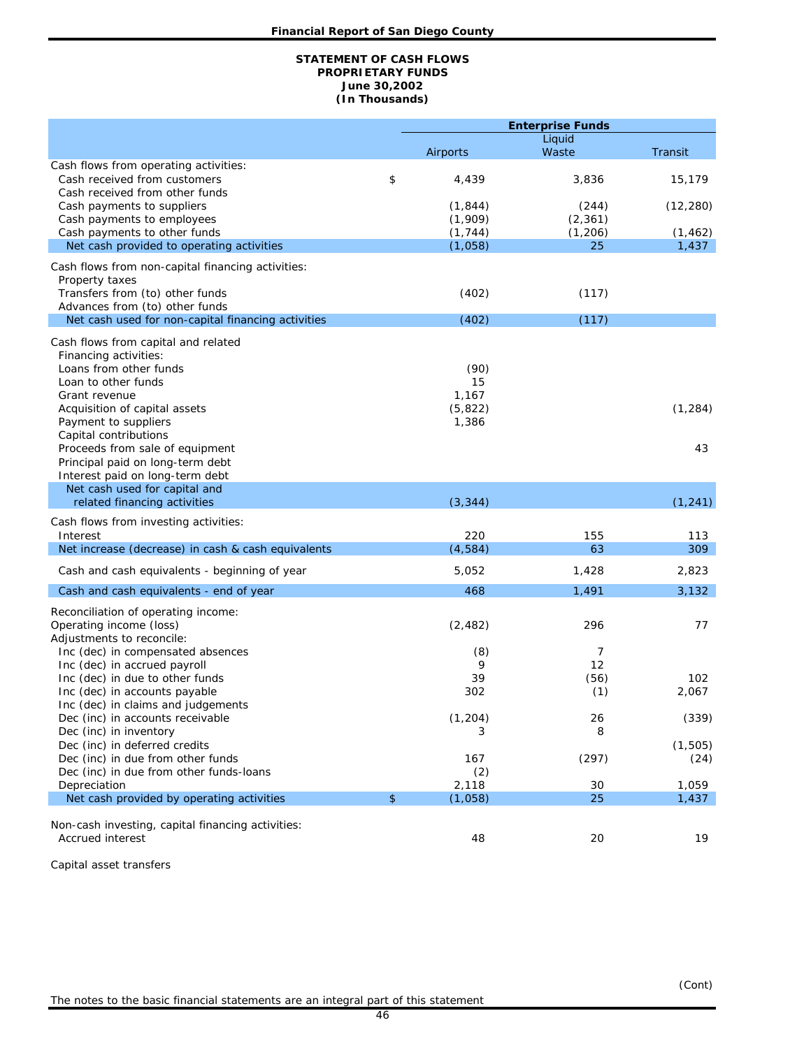**STATEMENT OF CASH FLOWS**
**PROPRIETARY FUNDS**
**June 30,2002**
**(In Thousands)**

| | Enterprise Funds | | |
|---|---|---|---|
| | Airports | Liquid Waste | Transit |
| Cash flows from operating activities: | | | |
| Cash received from customers | $ 4,439 | 3,836 | 15,179 |
| Cash received from other funds | | | |
| Cash payments to suppliers | (1,844) | (244) | (12,280) |
| Cash payments to employees | (1,909) | (2,361) | |
| Cash payments to other funds | (1,744) | (1,206) | (1,462) |
| Net cash provided to operating activities | (1,058) | 25 | 1,437 |
| Cash flows from non-capital financing activities: | | | |
| Property taxes | | | |
| Transfers from (to) other funds | (402) | (117) | |
| Advances from (to) other funds | | | |
| Net cash used for non-capital financing activities | (402) | (117) | |
| Cash flows from capital and related Financing activities: | | | |
| Loans from other funds | (90) | | |
| Loan to other funds | 15 | | |
| Grant revenue | 1,167 | | |
| Acquisition of capital assets | (5,822) | | (1,284) |
| Payment to suppliers | 1,386 | | |
| Capital contributions | | | |
| Proceeds from sale of equipment | | | 43 |
| Principal paid on long-term debt | | | |
| Interest paid on long-term debt | | | |
| Net cash used for capital and related financing activities | (3,344) | | (1,241) |
| Cash flows from investing activities: | | | |
| Interest | 220 | 155 | 113 |
| Net increase (decrease) in cash & cash equivalents | (4,584) | 63 | 309 |
| Cash and cash equivalents - beginning of year | 5,052 | 1,428 | 2,823 |
| Cash and cash equivalents - end of year | 468 | 1,491 | 3,132 |
| Reconciliation of operating income: | | | |
| Operating income (loss) | (2,482) | 296 | 77 |
| Adjustments to reconcile: | | | |
| Inc (dec) in compensated absences | (8) | 7 | |
| Inc (dec) in accrued payroll | 9 | 12 | |
| Inc (dec) in due to other funds | 39 | (56) | 102 |
| Inc (dec) in accounts payable | 302 | (1) | 2,067 |
| Inc (dec) in claims and judgements | | | |
| Dec (inc) in accounts receivable | (1,204) | 26 | (339) |
| Dec (inc) in inventory | 3 | 8 | |
| Dec (inc) in deferred credits | | | (1,505) |
| Dec (inc) in due from other funds | 167 | (297) | (24) |
| Dec (inc) in due from other funds-loans | (2) | | |
| Depreciation | 2,118 | 30 | 1,059 |
| Net cash provided by operating activities | $ (1,058) | 25 | 1,437 |
| Non-cash investing, capital financing activities: | | | |
| Accrued interest | 48 | 20 | 19 |
| Capital asset transfers | | | |

(Cont)

The notes to the basic financial statements are an integral part of this statement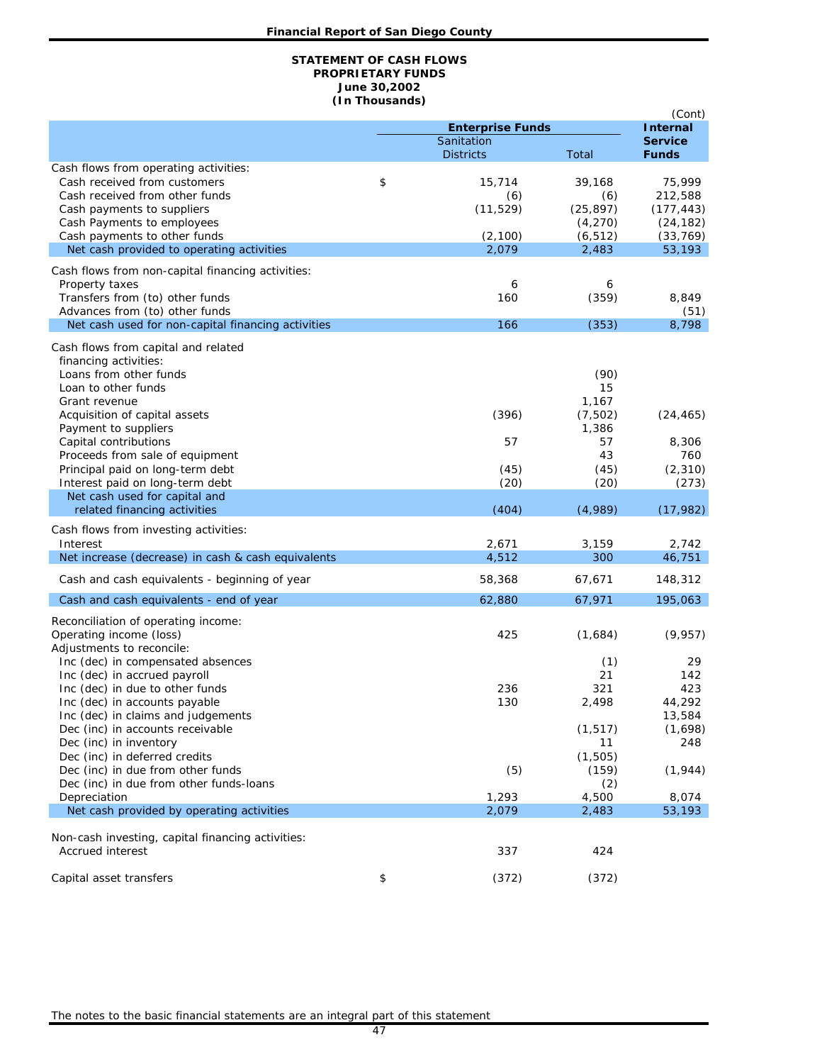**Financial Report of San Diego County**

**STATEMENT OF CASH FLOWS**
**PROPRIETARY FUNDS**
**June 30,2002**
**(In Thousands)**

(Cont)

| | | **Enterprise Funds** | | **Internal Service Funds** |
|---|---|---|---|---|
| | | Sanitation Districts | Total | |
| Cash flows from operating activities: | | | | |
| Cash received from customers | $ | 15,714 | 39,168 | 75,999 |
| Cash received from other funds | | (6) | (6) | 212,588 |
| Cash payments to suppliers | | (11,529) | (25,897) | (177,443) |
| Cash Payments to employees | | | (4,270) | (24,182) |
| Cash payments to other funds | | (2,100) | (6,512) | (33,769) |
| Net cash provided to operating activities | | 2,079 | 2,483 | 53,193 |
| Cash flows from non-capital financing activities: | | | | |
| Property taxes | | 6 | 6 | |
| Transfers from (to) other funds | | 160 | (359) | 8,849 |
| Advances from (to) other funds | | | | (51) |
| Net cash used for non-capital financing activities | | 166 | (353) | 8,798 |
| Cash flows from capital and related financing activities: | | | | |
| Loans from other funds | | | (90) | |
| Loan to other funds | | | 15 | |
| Grant revenue | | | 1,167 | |
| Acquisition of capital assets | | (396) | (7,502) | (24,465) |
| Payment to suppliers | | | 1,386 | |
| Capital contributions | | 57 | 57 | 8,306 |
| Proceeds from sale of equipment | | | 43 | 760 |
| Principal paid on long-term debt | | (45) | (45) | (2,310) |
| Interest paid on long-term debt | | (20) | (20) | (273) |
| Net cash used for capital and related financing activities | | (404) | (4,989) | (17,982) |
| Cash flows from investing activities: | | | | |
| Interest | | 2,671 | 3,159 | 2,742 |
| Net increase (decrease) in cash & cash equivalents | | 4,512 | 300 | 46,751 |
| Cash and cash equivalents - beginning of year | | 58,368 | 67,671 | 148,312 |
| Cash and cash equivalents - end of year | | 62,880 | 67,971 | 195,063 |
| Reconciliation of operating income: | | | | |
| Operating income (loss) | | 425 | (1,684) | (9,957) |
| Adjustments to reconcile: | | | | |
| Inc (dec) in compensated absences | | | (1) | 29 |
| Inc (dec) in accrued payroll | | | 21 | 142 |
| Inc (dec) in due to other funds | | 236 | 321 | 423 |
| Inc (dec) in accounts payable | | 130 | 2,498 | 44,292 |
| Inc (dec) in claims and judgements | | | | 13,584 |
| Dec (inc) in accounts receivable | | | (1,517) | (1,698) |
| Dec (inc) in inventory | | | 11 | 248 |
| Dec (inc) in deferred credits | | | (1,505) | |
| Dec (inc) in due from other funds | | (5) | (159) | (1,944) |
| Dec (inc) in due from other funds-loans | | | (2) | |
| Depreciation | | 1,293 | 4,500 | 8,074 |
| Net cash provided by operating activities | | 2,079 | 2,483 | 53,193 |
| Non-cash investing, capital financing activities: | | | | |
| Accrued interest | | 337 | 424 | |
| Capital asset transfers | $ | (372) | (372) | |

The notes to the basic financial statements are an integral part of this statement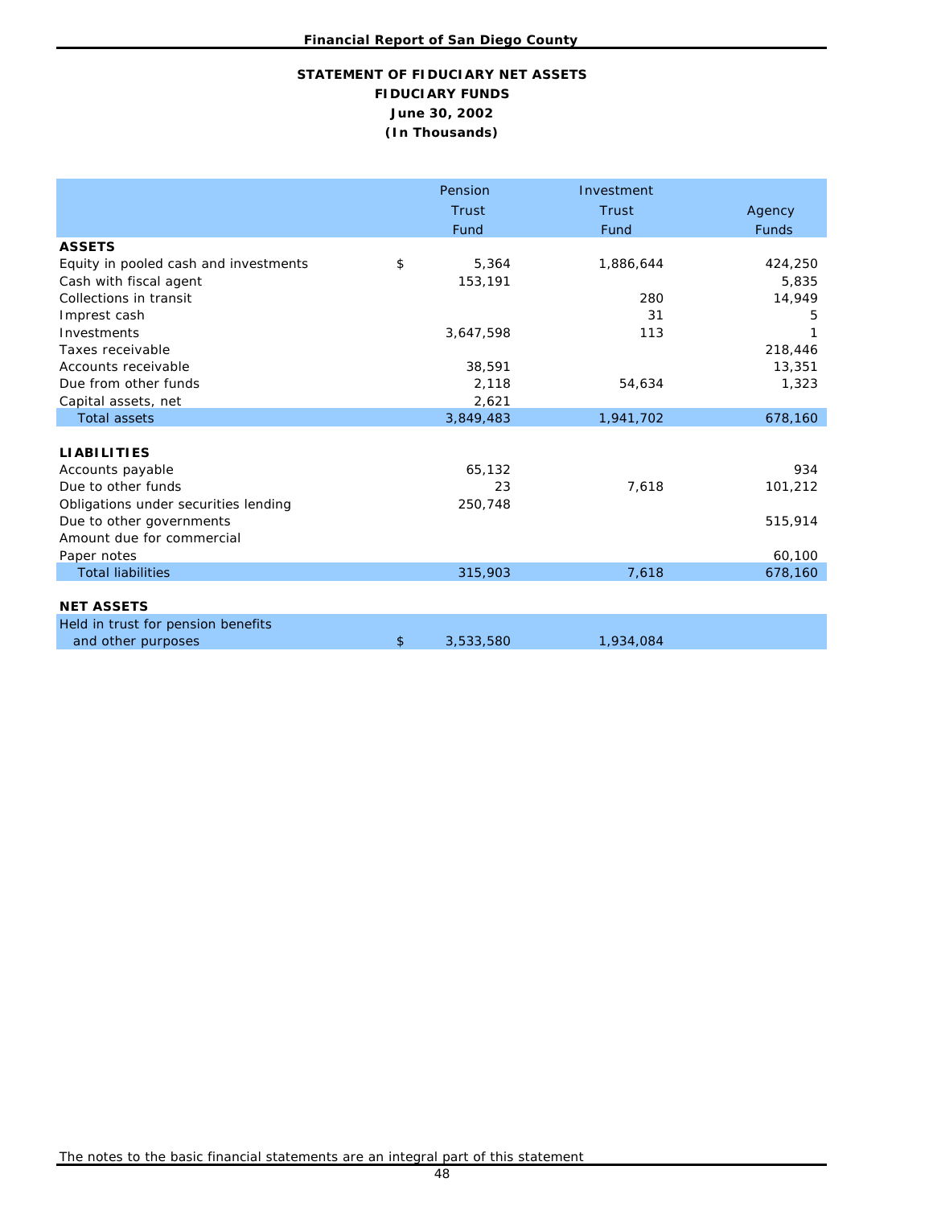# STATEMENT OF FIDUCIARY NET ASSETS
## FIDUCIARY FUNDS
## June 30, 2002
## (In Thousands)

| | Pension Trust Fund | Investment Trust Fund | Agency Funds |
|---|---|---|---|
| **ASSETS** | | | |
| Equity in pooled cash and investments | $ 5,364 | 1,886,644 | 424,250 |
| Cash with fiscal agent | 153,191 | | 5,835 |
| Collections in transit | | 280 | 14,949 |
| Imprest cash | | 31 | 5 |
| Investments | 3,647,598 | 113 | 1 |
| Taxes receivable | | | 218,446 |
| Accounts receivable | 38,591 | | 13,351 |
| Due from other funds | 2,118 | 54,634 | 1,323 |
| Capital assets, net | 2,621 | | |
| Total assets | 3,849,483 | 1,941,702 | 678,160 |
| **LIABILITIES** | | | |
| Accounts payable | 65,132 | | 934 |
| Due to other funds | 23 | 7,618 | 101,212 |
| Obligations under securities lending | 250,748 | | |
| Due to other governments | | | 515,914 |
| Amount due for commercial Paper notes | | | 60,100 |
| Total liabilities | 315,903 | 7,618 | 678,160 |
| **NET ASSETS** | | | |
| Held in trust for pension benefits and other purposes | $ 3,533,580 | 1,934,084 | |

The notes to the basic financial statements are an integral part of this statement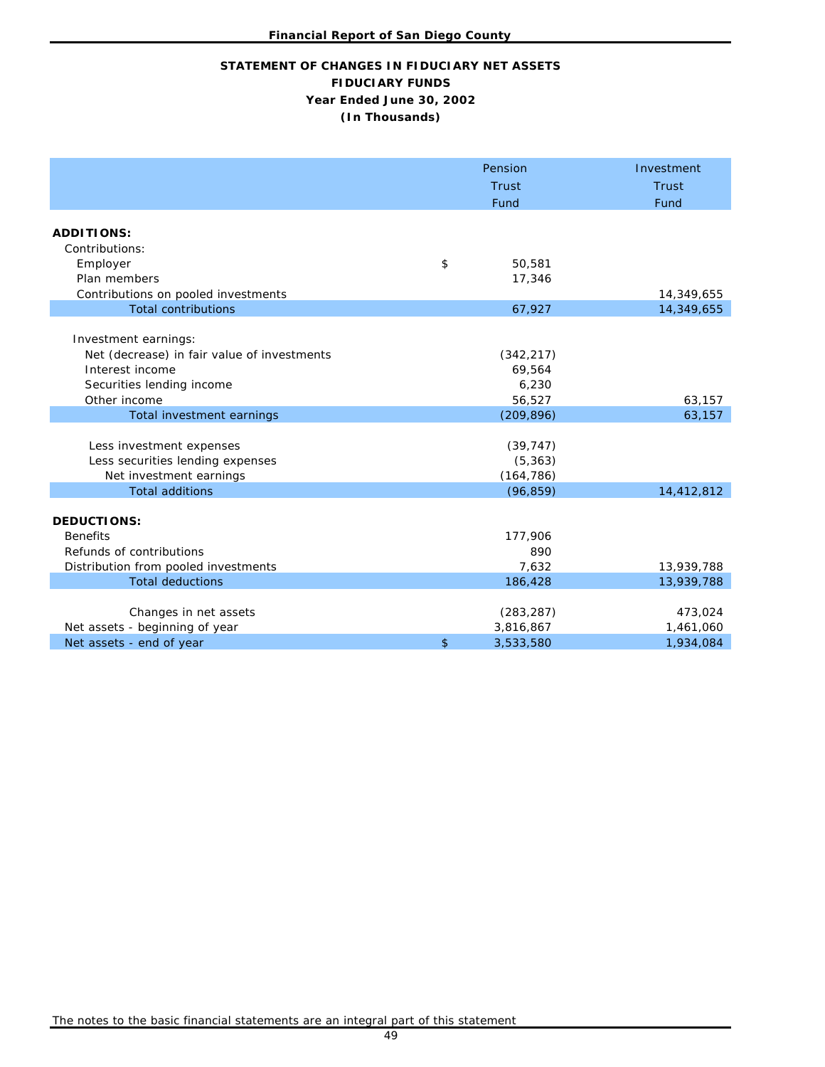## STATEMENT OF CHANGES IN FIDUCIARY NET ASSETS
## FIDUCIARY FUNDS
## Year Ended June 30, 2002
## (In Thousands)

| | Pension Trust Fund | Investment Trust Fund |
|---|---|---|
| **ADDITIONS:** | | |
| Contributions: | | |
| Employer | $ 50,581 | |
| Plan members | 17,346 | |
| Contributions on pooled investments | | 14,349,655 |
| Total contributions | 67,927 | 14,349,655 |
| Investment earnings: | | |
| Net (decrease) in fair value of investments | (342,217) | |
| Interest income | 69,564 | |
| Securities lending income | 6,230 | |
| Other income | 56,527 | 63,157 |
| Total investment earnings | (209,896) | 63,157 |
| Less investment expenses | (39,747) | |
| Less securities lending expenses | (5,363) | |
| Net investment earnings | (164,786) | |
| Total additions | (96,859) | 14,412,812 |
| **DEDUCTIONS:** | | |
| Benefits | 177,906 | |
| Refunds of contributions | 890 | |
| Distribution from pooled investments | 7,632 | 13,939,788 |
| Total deductions | 186,428 | 13,939,788 |
| Changes in net assets | (283,287) | 473,024 |
| Net assets - beginning of year | 3,816,867 | 1,461,060 |
| Net assets - end of year | $ 3,533,580 | 1,934,084 |

The notes to the basic financial statements are an integral part of this statement